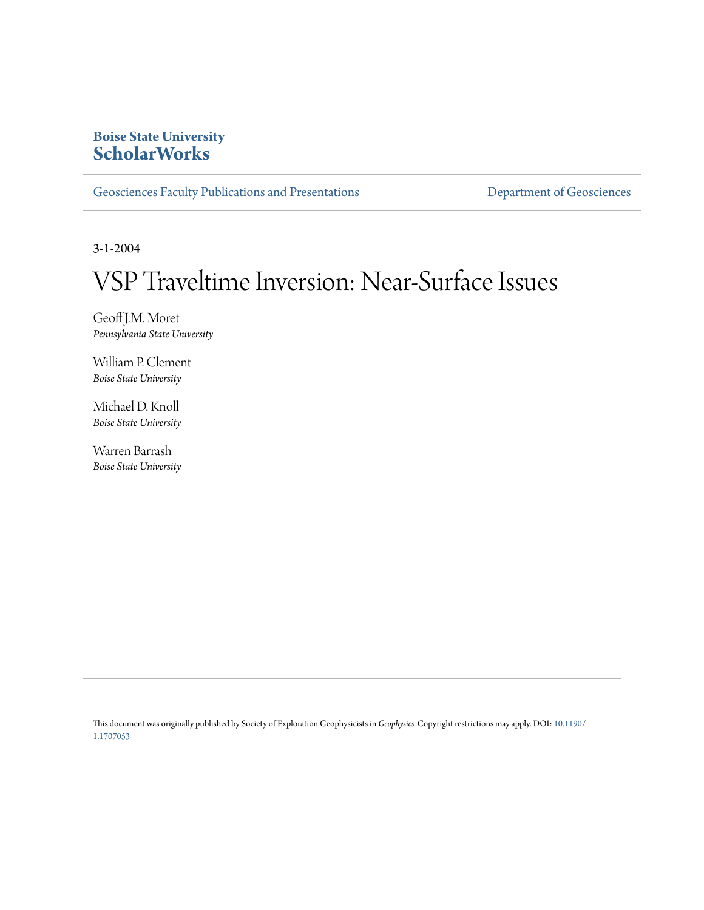**Boise State University**
**ScholarWorks**

Geosciences Faculty Publications and Presentations — Department of Geosciences

3-1-2004

# VSP Traveltime Inversion: Near-Surface Issues

Geoff J.M. Moret
*Pennsylvania State University*

William P. Clement
*Boise State University*

Michael D. Knoll
*Boise State University*

Warren Barrash
*Boise State University*

This document was originally published by Society of Exploration Geophysicists in *Geophysics*. Copyright restrictions may apply. DOI: 10.1190/1.1707053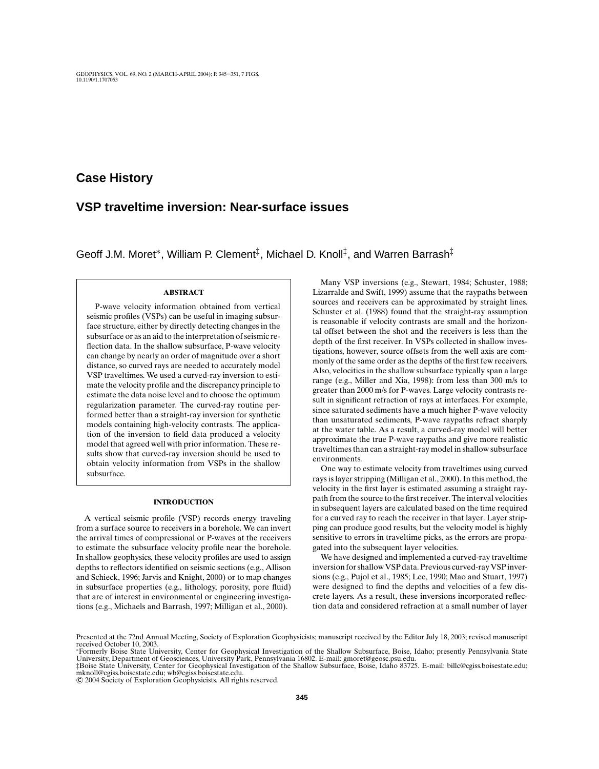# Case History

## VSP traveltime inversion: Near-surface issues

Geoff J.M. Moret*, William P. Clement‡, Michael D. Knoll‡, and Warren Barrash‡

### ABSTRACT

P-wave velocity information obtained from vertical seismic profiles (VSPs) can be useful in imaging subsurface structure, either by directly detecting changes in the subsurface or as an aid to the interpretation of seismic reflection data. In the shallow subsurface, P-wave velocity can change by nearly an order of magnitude over a short distance, so curved rays are needed to accurately model VSP traveltimes. We used a curved-ray inversion to estimate the velocity profile and the discrepancy principle to estimate the data noise level and to choose the optimum regularization parameter. The curved-ray routine performed better than a straight-ray inversion for synthetic models containing high-velocity contrasts. The application of the inversion to field data produced a velocity model that agreed well with prior information. These results show that curved-ray inversion should be used to obtain velocity information from VSPs in the shallow subsurface.

### INTRODUCTION

A vertical seismic profile (VSP) records energy traveling from a surface source to receivers in a borehole. We can invert the arrival times of compressional or P-waves at the receivers to estimate the subsurface velocity profile near the borehole. In shallow geophysics, these velocity profiles are used to assign depths to reflectors identified on seismic sections (e.g., Allison and Schieck, 1996; Jarvis and Knight, 2000) or to map changes in subsurface properties (e.g., lithology, porosity, pore fluid) that are of interest in environmental or engineering investigations (e.g., Michaels and Barrash, 1997; Milligan et al., 2000).

Many VSP inversions (e.g., Stewart, 1984; Schuster, 1988; Lizarralde and Swift, 1999) assume that the raypaths between sources and receivers can be approximated by straight lines. Schuster et al. (1988) found that the straight-ray assumption is reasonable if velocity contrasts are small and the horizontal offset between the shot and the receivers is less than the depth of the first receiver. In VSPs collected in shallow investigations, however, source offsets from the well axis are commonly of the same order as the depths of the first few receivers. Also, velocities in the shallow subsurface typically span a large range (e.g., Miller and Xia, 1998): from less than 300 m/s to greater than 2000 m/s for P-waves. Large velocity contrasts result in significant refraction of rays at interfaces. For example, since saturated sediments have a much higher P-wave velocity than unsaturated sediments, P-wave raypaths refract sharply at the water table. As a result, a curved-ray model will better approximate the true P-wave raypaths and give more realistic traveltimes than can a straight-ray model in shallow subsurface environments.

One way to estimate velocity from traveltimes using curved rays is layer stripping (Milligan et al., 2000). In this method, the velocity in the first layer is estimated assuming a straight raypath from the source to the first receiver. The interval velocities in subsequent layers are calculated based on the time required for a curved ray to reach the receiver in that layer. Layer stripping can produce good results, but the velocity model is highly sensitive to errors in traveltime picks, as the errors are propagated into the subsequent layer velocities.

We have designed and implemented a curved-ray traveltime inversion for shallow VSP data. Previous curved-ray VSP inversions (e.g., Pujol et al., 1985; Lee, 1990; Mao and Stuart, 1997) were designed to find the depths and velocities of a few discrete layers. As a result, these inversions incorporated reflection data and considered refraction at a small number of layer

---

Presented at the 72nd Annual Meeting, Society of Exploration Geophysicists; manuscript received by the Editor July 18, 2003; revised manuscript received October 10, 2003.

*Formerly Boise State University, Center for Geophysical Investigation of the Shallow Subsurface, Boise, Idaho; presently Pennsylvania State University, Department of Geosciences, University Park, Pennsylvania 16802. E-mail: gmoret@geosc.psu.edu.

‡Boise State University, Center for Geophysical Investigation of the Shallow Subsurface, Boise, Idaho 83725. E-mail: billc@cgiss.boisestate.edu; mknoll@cgiss.boisestate.edu; wb@cgiss.boisestate.edu.

© 2004 Society of Exploration Geophysicists. All rights reserved.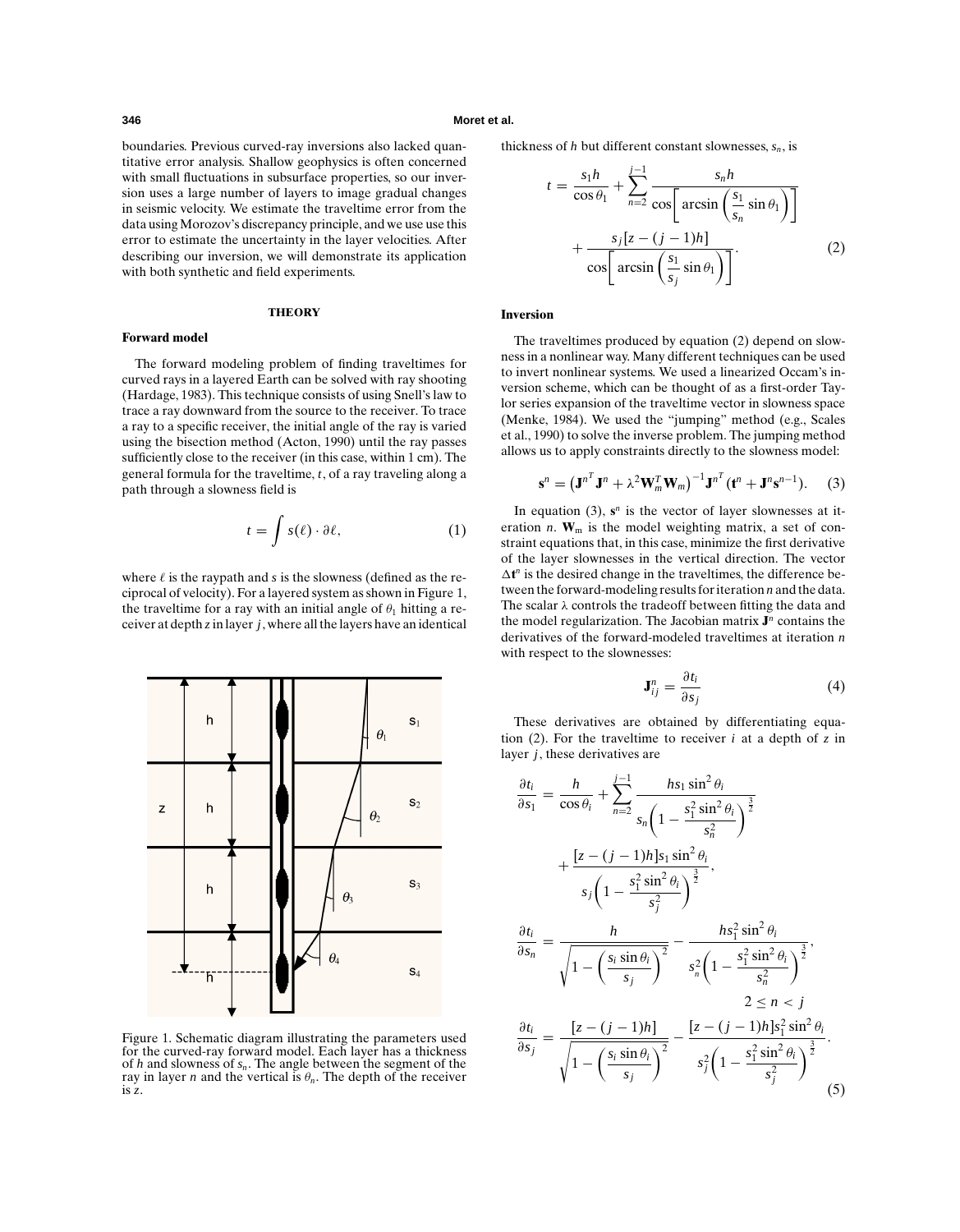boundaries. Previous curved-ray inversions also lacked quantitative error analysis. Shallow geophysics is often concerned with small fluctuations in subsurface properties, so our inversion uses a large number of layers to image gradual changes in seismic velocity. We estimate the traveltime error from the data using Morozov's discrepancy principle, and we use use this error to estimate the uncertainty in the layer velocities. After describing our inversion, we will demonstrate its application with both synthetic and field experiments.

## THEORY

### Forward model

The forward modeling problem of finding traveltimes for curved rays in a layered Earth can be solved with ray shooting (Hardage, 1983). This technique consists of using Snell's law to trace a ray downward from the source to the receiver. To trace a ray to a specific receiver, the initial angle of the ray is varied using the bisection method (Acton, 1990) until the ray passes sufficiently close to the receiver (in this case, within 1 cm). The general formula for the traveltime, $t$, of a ray traveling along a path through a slowness field is

$$t = \int s(\ell) \cdot \partial\ell, \tag{1}$$

where $\ell$ is the raypath and $s$ is the slowness (defined as the reciprocal of velocity). For a layered system as shown in Figure 1, the traveltime for a ray with an initial angle of $\theta_1$ hitting a receiver at depth $z$ in layer $j$, where all the layers have an identical thickness of $h$ but different constant slownesses, $s_n$, is

$$t = \frac{s_1 h}{\cos\theta_1} + \sum_{n=2}^{j-1} \frac{s_n h}{\cos\left[\arcsin\left(\frac{s_1}{s_n}\sin\theta_1\right)\right]} + \frac{s_j[z-(j-1)h]}{\cos\left[\arcsin\left(\frac{s_1}{s_j}\sin\theta_1\right)\right]}. \tag{2}$$

Figure 1. Schematic diagram illustrating the parameters used for the curved-ray forward model. Each layer has a thickness of $h$ and slowness of $s_n$. The angle between the segment of the ray in layer $n$ and the vertical is $\theta_n$. The depth of the receiver is $z$.

### Inversion

The traveltimes produced by equation (2) depend on slowness in a nonlinear way. Many different techniques can be used to invert nonlinear systems. We used a linearized Occam's inversion scheme, which can be thought of as a first-order Taylor series expansion of the traveltime vector in slowness space (Menke, 1984). We used the "jumping" method (e.g., Scales et al., 1990) to solve the inverse problem. The jumping method allows us to apply constraints directly to the slowness model:

$$\mathbf{s}^n = \left(\mathbf{J}^{n^T}\mathbf{J}^n + \lambda^2\mathbf{W}_m^T\mathbf{W}_m\right)^{-1}\mathbf{J}^{n^T}\left(\mathbf{t}^n + \mathbf{J}^n\mathbf{s}^{n-1}\right). \tag{3}$$

In equation (3), $\mathbf{s}^n$ is the vector of layer slownesses at iteration $n$. $\mathbf{W}_m$ is the model weighting matrix, a set of constraint equations that, in this case, minimize the first derivative of the layer slownesses in the vertical direction. The vector $\Delta\mathbf{t}^n$ is the desired change in the traveltimes, the difference between the forward-modeling results for iteration $n$ and the data. The scalar $\lambda$ controls the tradeoff between fitting the data and the model regularization. The Jacobian matrix $\mathbf{J}^n$ contains the derivatives of the forward-modeled traveltimes at iteration $n$ with respect to the slownesses:

$$\mathbf{J}^n_{ij} = \frac{\partial t_i}{\partial s_j} \tag{4}$$

These derivatives are obtained by differentiating equation (2). For the traveltime to receiver $i$ at a depth of $z$ in layer $j$, these derivatives are

$$\begin{aligned}
\frac{\partial t_i}{\partial s_1} &= \frac{h}{\cos\theta_i} + \sum_{n=2}^{j-1} \frac{h s_1 \sin^2\theta_i}{s_n\left(1 - \frac{s_1^2\sin^2\theta_i}{s_n^2}\right)^{\frac{3}{2}}} + \frac{[z-(j-1)h]s_1\sin^2\theta_i}{s_j\left(1 - \frac{s_1^2\sin^2\theta_i}{s_j^2}\right)^{\frac{3}{2}}}, \\
\frac{\partial t_i}{\partial s_n} &= \frac{h}{\sqrt{1 - \left(\frac{s_i\sin\theta_i}{s_j}\right)^2}} - \frac{h s_1^2\sin^2\theta_i}{s_n^2\left(1 - \frac{s_1^2\sin^2\theta_i}{s_n^2}\right)^{\frac{3}{2}}}, \quad 2 \le n < j \\
\frac{\partial t_i}{\partial s_j} &= \frac{[z-(j-1)h]}{\sqrt{1 - \left(\frac{s_i\sin\theta_i}{s_j}\right)^2}} - \frac{[z-(j-1)h]s_1^2\sin^2\theta_i}{s_j^2\left(1 - \frac{s_1^2\sin^2\theta_i}{s_j^2}\right)^{\frac{3}{2}}}.
\end{aligned} \tag{5}$$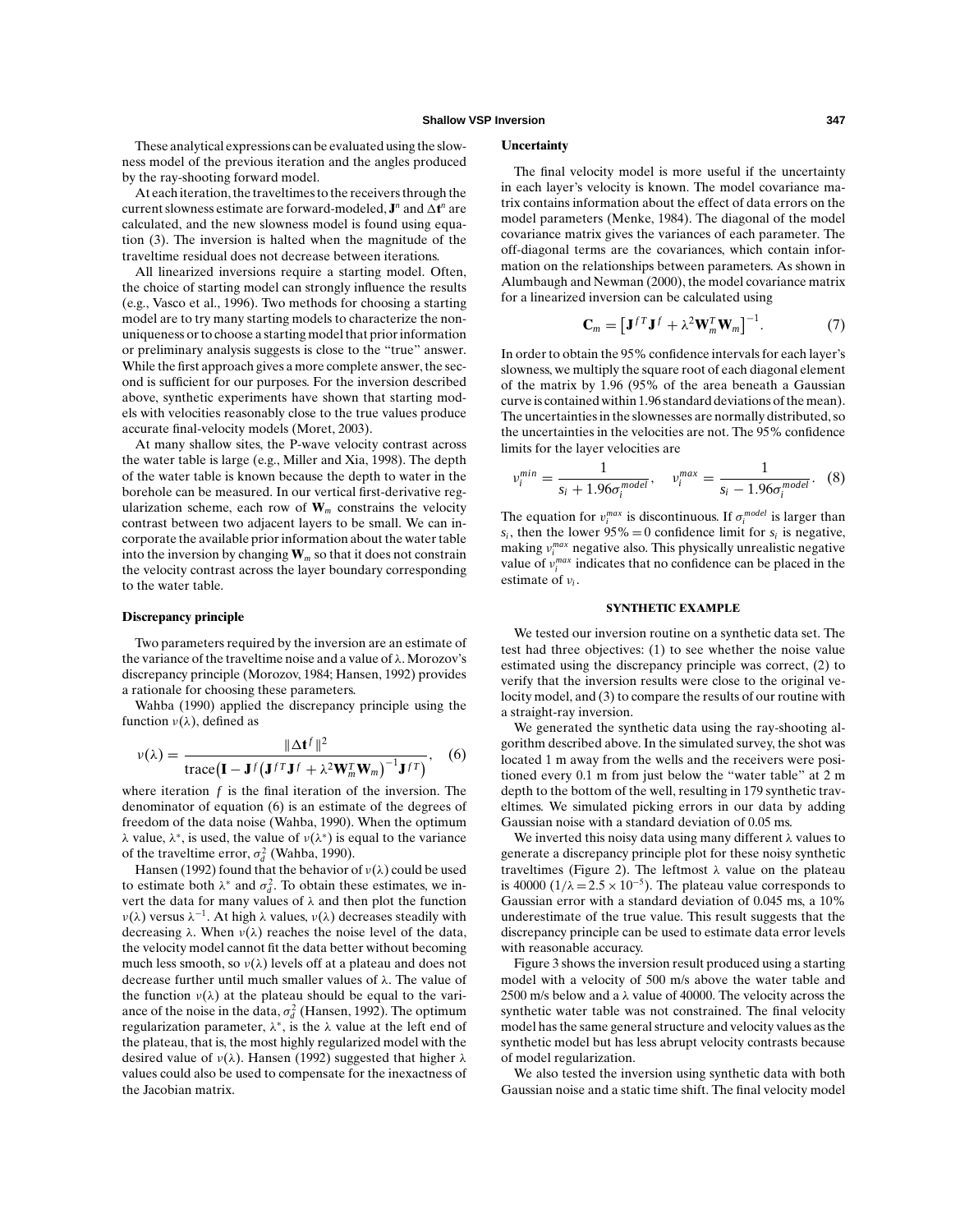These analytical expressions can be evaluated using the slowness model of the previous iteration and the angles produced by the ray-shooting forward model.

At each iteration, the traveltimes to the receivers through the current slowness estimate are forward-modeled, $\mathbf{J}^n$ and $\Delta\mathbf{t}^n$ are calculated, and the new slowness model is found using equation (3). The inversion is halted when the magnitude of the traveltime residual does not decrease between iterations.

All linearized inversions require a starting model. Often, the choice of starting model can strongly influence the results (e.g., Vasco et al., 1996). Two methods for choosing a starting model are to try many starting models to characterize the nonuniqueness or to choose a starting model that prior information or preliminary analysis suggests is close to the "true" answer. While the first approach gives a more complete answer, the second is sufficient for our purposes. For the inversion described above, synthetic experiments have shown that starting models with velocities reasonably close to the true values produce accurate final-velocity models (Moret, 2003).

At many shallow sites, the P-wave velocity contrast across the water table is large (e.g., Miller and Xia, 1998). The depth of the water table is known because the depth to water in the borehole can be measured. In our vertical first-derivative regularization scheme, each row of $\mathbf{W}_m$ constrains the velocity contrast between two adjacent layers to be small. We can incorporate the available prior information about the water table into the inversion by changing $\mathbf{W}_m$ so that it does not constrain the velocity contrast across the layer boundary corresponding to the water table.

### Discrepancy principle

Two parameters required by the inversion are an estimate of the variance of the traveltime noise and a value of $\lambda$. Morozov's discrepancy principle (Morozov, 1984; Hansen, 1992) provides a rationale for choosing these parameters.

Wahba (1990) applied the discrepancy principle using the function $\nu(\lambda)$, defined as

$$\nu(\lambda) = \frac{\|\Delta\mathbf{t}^f\|^2}{\mathrm{trace}\left(\mathbf{I} - \mathbf{J}^f\left(\mathbf{J}^{fT}\mathbf{J}^f + \lambda^2\mathbf{W}_m^T\mathbf{W}_m\right)^{-1}\mathbf{J}^{fT}\right)}, \quad (6)$$

where iteration $f$ is the final iteration of the inversion. The denominator of equation (6) is an estimate of the degrees of freedom of the data noise (Wahba, 1990). When the optimum $\lambda$ value, $\lambda^*$, is used, the value of $\nu(\lambda^*)$ is equal to the variance of the traveltime error, $\sigma_d^2$ (Wahba, 1990).

Hansen (1992) found that the behavior of $\nu(\lambda)$ could be used to estimate both $\lambda^*$ and $\sigma_d^2$. To obtain these estimates, we invert the data for many values of $\lambda$ and then plot the function $\nu(\lambda)$ versus $\lambda^{-1}$. At high $\lambda$ values, $\nu(\lambda)$ decreases steadily with decreasing $\lambda$. When $\nu(\lambda)$ reaches the noise level of the data, the velocity model cannot fit the data better without becoming much less smooth, so $\nu(\lambda)$ levels off at a plateau and does not decrease further until much smaller values of $\lambda$. The value of the function $\nu(\lambda)$ at the plateau should be equal to the variance of the noise in the data, $\sigma_d^2$ (Hansen, 1992). The optimum regularization parameter, $\lambda^*$, is the $\lambda$ value at the left end of the plateau, that is, the most highly regularized model with the desired value of $\nu(\lambda)$. Hansen (1992) suggested that higher $\lambda$ values could also be used to compensate for the inexactness of the Jacobian matrix.

### Uncertainty

The final velocity model is more useful if the uncertainty in each layer's velocity is known. The model covariance matrix contains information about the effect of data errors on the model parameters (Menke, 1984). The diagonal of the model covariance matrix gives the variances of each parameter. The off-diagonal terms are the covariances, which contain information on the relationships between parameters. As shown in Alumbaugh and Newman (2000), the model covariance matrix for a linearized inversion can be calculated using

$$\mathbf{C}_m = \left[\mathbf{J}^{fT}\mathbf{J}^f + \lambda^2\mathbf{W}_m^T\mathbf{W}_m\right]^{-1}. \quad (7)$$

In order to obtain the 95% confidence intervals for each layer's slowness, we multiply the square root of each diagonal element of the matrix by 1.96 (95% of the area beneath a Gaussian curve is contained within 1.96 standard deviations of the mean). The uncertainties in the slownesses are normally distributed, so the uncertainties in the velocities are not. The 95% confidence limits for the layer velocities are

$$v_i^{min} = \frac{1}{s_i + 1.96\sigma_i^{model}}, \quad v_i^{max} = \frac{1}{s_i - 1.96\sigma_i^{model}}. \quad (8)$$

The equation for $v_i^{max}$ is discontinuous. If $\sigma_i^{model}$ is larger than $s_i$, then the lower 95% = 0 confidence limit for $s_i$ is negative, making $v_i^{max}$ negative also. This physically unrealistic negative value of $v_i^{max}$ indicates that no confidence can be placed in the estimate of $v_i$.

## SYNTHETIC EXAMPLE

We tested our inversion routine on a synthetic data set. The test had three objectives: (1) to see whether the noise value estimated using the discrepancy principle was correct, (2) to verify that the inversion results were close to the original velocity model, and (3) to compare the results of our routine with a straight-ray inversion.

We generated the synthetic data using the ray-shooting algorithm described above. In the simulated survey, the shot was located 1 m away from the wells and the receivers were positioned every 0.1 m from just below the "water table" at 2 m depth to the bottom of the well, resulting in 179 synthetic traveltimes. We simulated picking errors in our data by adding Gaussian noise with a standard deviation of 0.05 ms.

We inverted this noisy data using many different $\lambda$ values to generate a discrepancy principle plot for these noisy synthetic traveltimes (Figure 2). The leftmost $\lambda$ value on the plateau is 40000 ($1/\lambda = 2.5 \times 10^{-5}$). The plateau value corresponds to Gaussian error with a standard deviation of 0.045 ms, a 10% underestimate of the true value. This result suggests that the discrepancy principle can be used to estimate data error levels with reasonable accuracy.

Figure 3 shows the inversion result produced using a starting model with a velocity of 500 m/s above the water table and 2500 m/s below and a $\lambda$ value of 40000. The velocity across the synthetic water table was not constrained. The final velocity model has the same general structure and velocity values as the synthetic model but has less abrupt velocity contrasts because of model regularization.

We also tested the inversion using synthetic data with both Gaussian noise and a static time shift. The final velocity model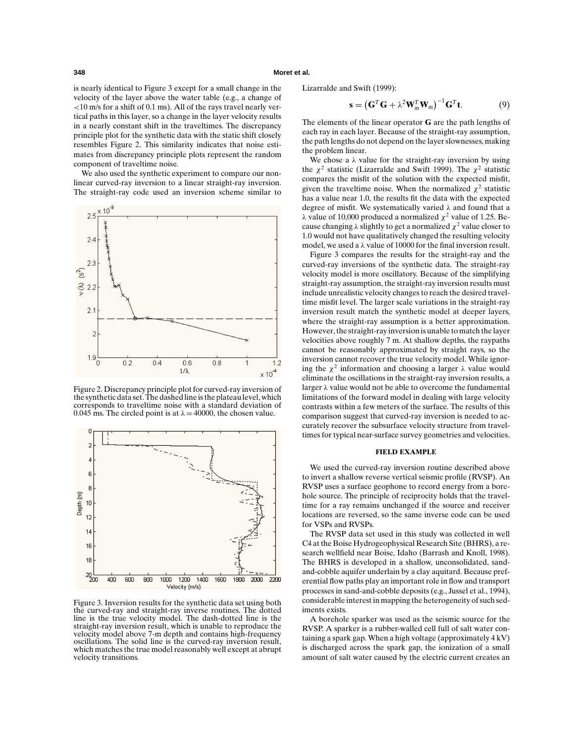is nearly identical to Figure 3 except for a small change in the velocity of the layer above the water table (e.g., a change of <10 m/s for a shift of 0.1 ms). All of the rays travel nearly vertical paths in this layer, so a change in the layer velocity results in a nearly constant shift in the traveltimes. The discrepancy principle plot for the synthetic data with the static shift closely resembles Figure 2. This similarity indicates that noise estimates from discrepancy principle plots represent the random component of traveltime noise.

We also used the synthetic experiment to compare our nonlinear curved-ray inversion to a linear straight-ray inversion. The straight-ray code used an inversion scheme similar to Lizarralde and Swift (1999):

$$\mathbf{s} = \left(\mathbf{G}^T\mathbf{G} + \lambda^2\mathbf{W}_m^T\mathbf{W}_m\right)^{-1}\mathbf{G}^T\mathbf{t}. \quad (9)$$

The elements of the linear operator $\mathbf{G}$ are the path lengths of each ray in each layer. Because of the straight-ray assumption, the path lengths do not depend on the layer slownesses, making the problem linear.

We chose a $\lambda$ value for the straight-ray inversion by using the $\chi^2$ statistic (Lizarralde and Swift 1999). The $\chi^2$ statistic compares the misfit of the solution with the expected misfit, given the traveltime noise. When the normalized $\chi^2$ statistic has a value near 1.0, the results fit the data with the expected degree of misfit. We systematically varied $\lambda$ and found that a $\lambda$ value of 10,000 produced a normalized $\chi^2$ value of 1.25. Because changing $\lambda$ slightly to get a normalized $\chi^2$ value closer to 1.0 would not have qualitatively changed the resulting velocity model, we used a $\lambda$ value of 10000 for the final inversion result.

Figure 3 compares the results for the straight-ray and the curved-ray inversions of the synthetic data. The straight-ray velocity model is more oscillatory. Because of the simplifying straight-ray assumption, the straight-ray inversion results must include unrealistic velocity changes to reach the desired traveltime misfit level. The larger scale variations in the straight-ray inversion result match the synthetic model at deeper layers, where the straight-ray assumption is a better approximation. However, the straight-ray inversion is unable to match the layer velocities above roughly 7 m. At shallow depths, the raypaths cannot be reasonably approximated by straight rays, so the inversion cannot recover the true velocity model. While ignoring the $\chi^2$ information and choosing a larger $\lambda$ value would eliminate the oscillations in the straight-ray inversion results, a larger $\lambda$ value would not be able to overcome the fundamental limitations of the forward model in dealing with large velocity contrasts within a few meters of the surface. The results of this comparison suggest that curved-ray inversion is needed to accurately recover the subsurface velocity structure from traveltimes for typical near-surface survey geometries and velocities.

Figure 2. Discrepancy principle plot for curved-ray inversion of the synthetic data set. The dashed line is the plateau level, which corresponds to traveltime noise with a standard deviation of 0.045 ms. The circled point is at $\lambda = 40000$, the chosen value.

Figure 3. Inversion results for the synthetic data set using both the curved-ray and straight-ray inverse routines. The dotted line is the true velocity model. The dash-dotted line is the straight-ray inversion result, which is unable to reproduce the velocity model above 7-m depth and contains high-frequency oscillations. The solid line is the curved-ray inversion result, which matches the true model reasonably well except at abrupt velocity transitions.

## FIELD EXAMPLE

We used the curved-ray inversion routine described above to invert a shallow reverse vertical seismic profile (RVSP). An RVSP uses a surface geophone to record energy from a borehole source. The principle of reciprocity holds that the traveltime for a ray remains unchanged if the source and receiver locations are reversed, so the same inverse code can be used for VSPs and RVSPs.

The RVSP data set used in this study was collected in well C4 at the Boise Hydrogeophysical Research Site (BHRS), a research wellfield near Boise, Idaho (Barrash and Knoll, 1998). The BHRS is developed in a shallow, unconsolidated, sand-and-cobble aquifer underlain by a clay aquitard. Because preferential flow paths play an important role in flow and transport processes in sand-and-cobble deposits (e.g., Jussel et al., 1994), considerable interest in mapping the heterogeneity of such sediments exists.

A borehole sparker was used as the seismic source for the RVSP. A sparker is a rubber-walled cell full of salt water containing a spark gap. When a high voltage (approximately 4 kV) is discharged across the spark gap, the ionization of a small amount of salt water caused by the electric current creates an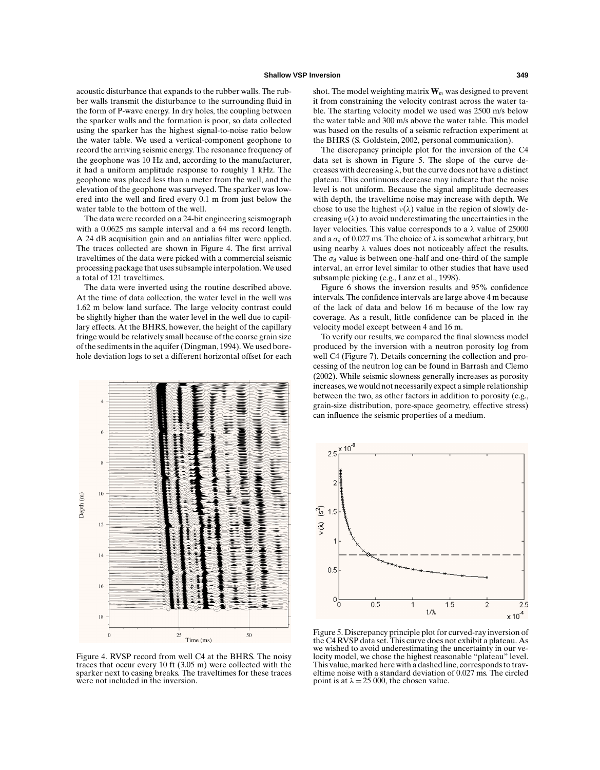acoustic disturbance that expands to the rubber walls. The rubber walls transmit the disturbance to the surrounding fluid in the form of P-wave energy. In dry holes, the coupling between the sparker walls and the formation is poor, so data collected using the sparker has the highest signal-to-noise ratio below the water table. We used a vertical-component geophone to record the arriving seismic energy. The resonance frequency of the geophone was 10 Hz and, according to the manufacturer, it had a uniform amplitude response to roughly 1 kHz. The geophone was placed less than a meter from the well, and the elevation of the geophone was surveyed. The sparker was lowered into the well and fired every 0.1 m from just below the water table to the bottom of the well.

The data were recorded on a 24-bit engineering seismograph with a 0.0625 ms sample interval and a 64 ms record length. A 24 dB acquisition gain and an antialias filter were applied. The traces collected are shown in Figure 4. The first arrival traveltimes of the data were picked with a commercial seismic processing package that uses subsample interpolation. We used a total of 121 traveltimes.

The data were inverted using the routine described above. At the time of data collection, the water level in the well was 1.62 m below land surface. The large velocity contrast could be slightly higher than the water level in the well due to capillary effects. At the BHRS, however, the height of the capillary fringe would be relatively small because of the coarse grain size of the sediments in the aquifer (Dingman, 1994). We used borehole deviation logs to set a different horizontal offset for each shot. The model weighting matrix $\mathbf{W}_m$ was designed to prevent it from constraining the velocity contrast across the water table. The starting velocity model we used was 2500 m/s below the water table and 300 m/s above the water table. This model was based on the results of a seismic refraction experiment at the BHRS (S. Goldstein, 2002, personal communication).

The discrepancy principle plot for the inversion of the C4 data set is shown in Figure 5. The slope of the curve decreases with decreasing $\lambda$, but the curve does not have a distinct plateau. This continuous decrease may indicate that the noise level is not uniform. Because the signal amplitude decreases with depth, the traveltime noise may increase with depth. We chose to use the highest $\nu(\lambda)$ value in the region of slowly decreasing $\nu(\lambda)$ to avoid underestimating the uncertainties in the layer velocities. This value corresponds to a $\lambda$ value of 25000 and a $\sigma_d$ of 0.027 ms. The choice of $\lambda$ is somewhat arbitrary, but using nearby $\lambda$ values does not noticeably affect the results. The $\sigma_d$ value is between one-half and one-third of the sample interval, an error level similar to other studies that have used subsample picking (e.g., Lanz et al., 1998).

Figure 6 shows the inversion results and 95% confidence intervals. The confidence intervals are large above 4 m because of the lack of data and below 16 m because of the low ray coverage. As a result, little confidence can be placed in the velocity model except between 4 and 16 m.

To verify our results, we compared the final slowness model produced by the inversion with a neutron porosity log from well C4 (Figure 7). Details concerning the collection and processing of the neutron log can be found in Barrash and Clemo (2002). While seismic slowness generally increases as porosity increases, we would not necessarily expect a simple relationship between the two, as other factors in addition to porosity (e.g., grain-size distribution, pore-space geometry, effective stress) can influence the seismic properties of a medium.

Figure 4. RVSP record from well C4 at the BHRS. The noisy traces that occur every 10 ft (3.05 m) were collected with the sparker next to casing breaks. The traveltimes for these traces were not included in the inversion.

Figure 5. Discrepancy principle plot for curved-ray inversion of the C4 RVSP data set. This curve does not exhibit a plateau. As we wished to avoid underestimating the uncertainty in our velocity model, we chose the highest reasonable "plateau" level. This value, marked here with a dashed line, corresponds to traveltime noise with a standard deviation of 0.027 ms. The circled point is at $\lambda = 25\,000$, the chosen value.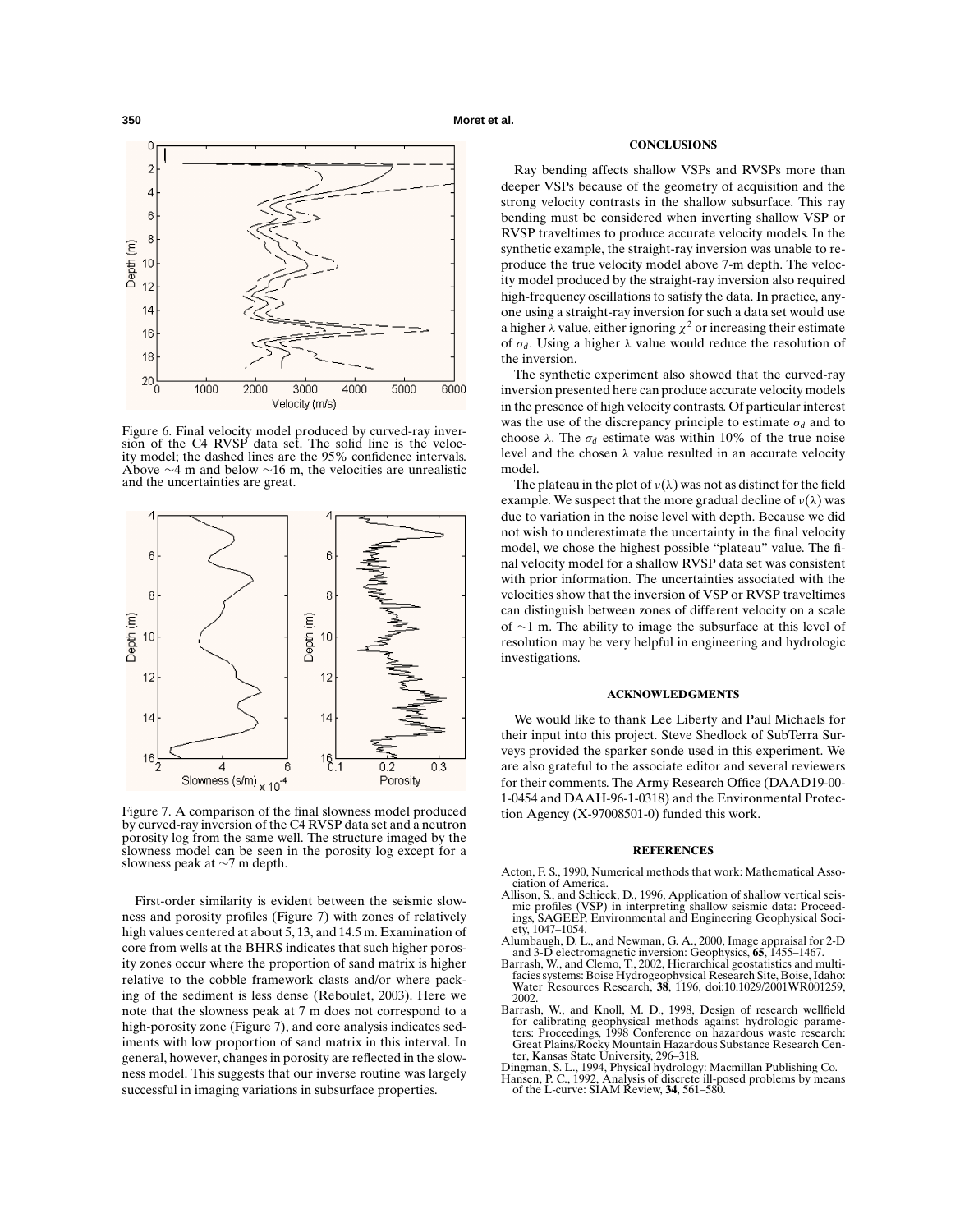Figure 6. Final velocity model produced by curved-ray inversion of the C4 RVSP data set. The solid line is the velocity model; the dashed lines are the 95% confidence intervals. Above ∼4 m and below ∼16 m, the velocities are unrealistic and the uncertainties are great.

Figure 7. A comparison of the final slowness model produced by curved-ray inversion of the C4 RVSP data set and a neutron porosity log from the same well. The structure imaged by the slowness model can be seen in the porosity log except for a slowness peak at ∼7 m depth.

First-order similarity is evident between the seismic slowness and porosity profiles (Figure 7) with zones of relatively high values centered at about 5, 13, and 14.5 m. Examination of core from wells at the BHRS indicates that such higher porosity zones occur where the proportion of sand matrix is higher relative to the cobble framework clasts and/or where packing of the sediment is less dense (Reboulet, 2003). Here we note that the slowness peak at 7 m does not correspond to a high-porosity zone (Figure 7), and core analysis indicates sediments with low proportion of sand matrix in this interval. In general, however, changes in porosity are reflected in the slowness model. This suggests that our inverse routine was largely successful in imaging variations in subsurface properties.

## CONCLUSIONS

Ray bending affects shallow VSPs and RVSPs more than deeper VSPs because of the geometry of acquisition and the strong velocity contrasts in the shallow subsurface. This ray bending must be considered when inverting shallow VSP or RVSP traveltimes to produce accurate velocity models. In the synthetic example, the straight-ray inversion was unable to reproduce the true velocity model above 7-m depth. The velocity model produced by the straight-ray inversion also required high-frequency oscillations to satisfy the data. In practice, anyone using a straight-ray inversion for such a data set would use a higher $\lambda$ value, either ignoring $\chi^2$ or increasing their estimate of $\sigma_d$. Using a higher $\lambda$ value would reduce the resolution of the inversion.

The synthetic experiment also showed that the curved-ray inversion presented here can produce accurate velocity models in the presence of high velocity contrasts. Of particular interest was the use of the discrepancy principle to estimate $\sigma_d$ and to choose $\lambda$. The $\sigma_d$ estimate was within 10% of the true noise level and the chosen $\lambda$ value resulted in an accurate velocity model.

The plateau in the plot of $\nu(\lambda)$ was not as distinct for the field example. We suspect that the more gradual decline of $\nu(\lambda)$ was due to variation in the noise level with depth. Because we did not wish to underestimate the uncertainty in the final velocity model, we chose the highest possible "plateau" value. The final velocity model for a shallow RVSP data set was consistent with prior information. The uncertainties associated with the velocities show that the inversion of VSP or RVSP traveltimes can distinguish between zones of different velocity on a scale of ∼1 m. The ability to image the subsurface at this level of resolution may be very helpful in engineering and hydrologic investigations.

## ACKNOWLEDGMENTS

We would like to thank Lee Liberty and Paul Michaels for their input into this project. Steve Shedlock of SubTerra Surveys provided the sparker sonde used in this experiment. We are also grateful to the associate editor and several reviewers for their comments. The Army Research Office (DAAD19-00-1-0454 and DAAH-96-1-0318) and the Environmental Protection Agency (X-97008501-0) funded this work.

## REFERENCES

Acton, F. S., 1990, Numerical methods that work: Mathematical Association of America.

Allison, S., and Schieck, D., 1996, Application of shallow vertical seismic profiles (VSP) in interpreting shallow seismic data: Proceedings, SAGEEP, Environmental and Engineering Geophysical Society, 1047–1054.

Alumbaugh, D. L., and Newman, G. A., 2000, Image appraisal for 2-D and 3-D electromagnetic inversion: Geophysics, **65**, 1455–1467.

Barrash, W., and Clemo, T., 2002, Hierarchical geostatistics and multifacies systems: Boise Hydrogeophysical Research Site, Boise, Idaho: Water Resources Research, **38**, 1196, doi:10.1029/2001WR001259, 2002.

Barrash, W., and Knoll, M. D., 1998, Design of research wellfield for calibrating geophysical methods against hydrologic parameters: Proceedings, 1998 Conference on hazardous waste research: Great Plains/Rocky Mountain Hazardous Substance Research Center, Kansas State University, 296–318.

Dingman, S. L., 1994, Physical hydrology: Macmillan Publishing Co.

Hansen, P. C., 1992, Analysis of discrete ill-posed problems by means of the L-curve: SIAM Review, **34**, 561–580.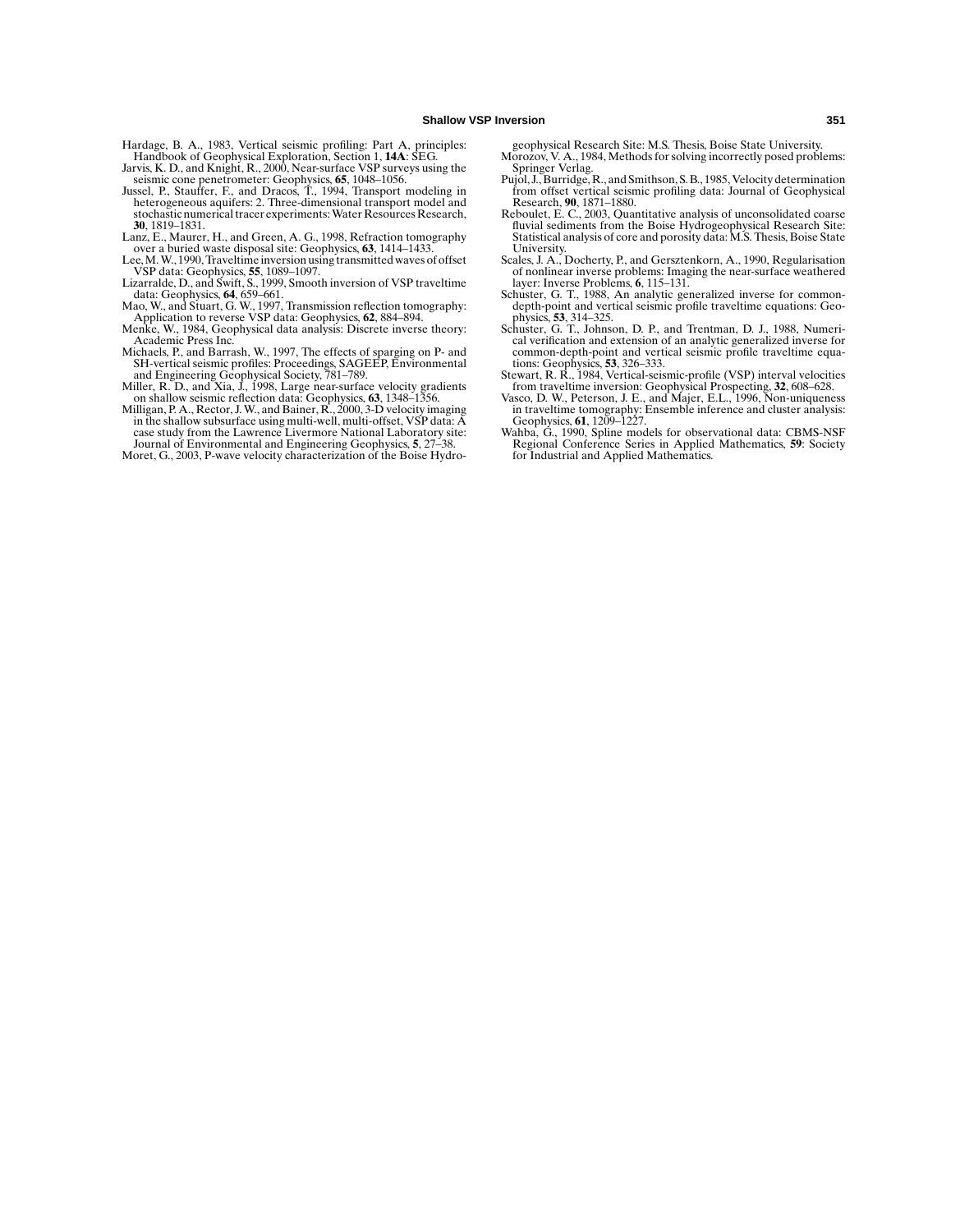Hardage, B. A., 1983, Vertical seismic profiling: Part A, principles: Handbook of Geophysical Exploration, Section 1, **14A**: SEG.

Jarvis, K. D., and Knight, R., 2000, Near-surface VSP surveys using the seismic cone penetrometer: Geophysics, **65**, 1048–1056.

Jussel, P., Stauffer, F., and Dracos, T., 1994, Transport modeling in heterogeneous aquifers: 2. Three-dimensional transport model and stochastic numerical tracer experiments: Water Resources Research, **30**, 1819–1831.

Lanz, E., Maurer, H., and Green, A. G., 1998, Refraction tomography over a buried waste disposal site: Geophysics, **63**, 1414–1433.

Lee, M. W., 1990, Traveltime inversion using transmitted waves of offset VSP data: Geophysics, **55**, 1089–1097.

Lizarralde, D., and Swift, S., 1999, Smooth inversion of VSP traveltime data: Geophysics, **64**, 659–661.

Mao, W., and Stuart, G. W., 1997, Transmission reflection tomography: Application to reverse VSP data: Geophysics, **62**, 884–894.

Menke, W., 1984, Geophysical data analysis: Discrete inverse theory: Academic Press Inc.

Michaels, P., and Barrash, W., 1997, The effects of sparging on P- and SH-vertical seismic profiles: Proceedings, SAGEEP, Environmental and Engineering Geophysical Society, 781–789.

Miller, R. D., and Xia, J., 1998, Large near-surface velocity gradients on shallow seismic reflection data: Geophysics, **63**, 1348–1356.

Milligan, P. A., Rector, J. W., and Bainer, R., 2000, 3-D velocity imaging in the shallow subsurface using multi-well, multi-offset, VSP data: A case study from the Lawrence Livermore National Laboratory site: Journal of Environmental and Engineering Geophysics, **5**, 27–38.

Moret, G., 2003, P-wave velocity characterization of the Boise Hydrogeophysical Research Site: M.S. Thesis, Boise State University.

Morozov, V. A., 1984, Methods for solving incorrectly posed problems: Springer Verlag.

Pujol, J., Burridge, R., and Smithson, S. B., 1985, Velocity determination from offset vertical seismic profiling data: Journal of Geophysical Research, **90**, 1871–1880.

Reboulet, E. C., 2003, Quantitative analysis of unconsolidated coarse fluvial sediments from the Boise Hydrogeophysical Research Site: Statistical analysis of core and porosity data: M.S. Thesis, Boise State University.

Scales, J. A., Docherty, P., and Gersztenkorn, A., 1990, Regularisation of nonlinear inverse problems: Imaging the near-surface weathered layer: Inverse Problems, **6**, 115–131.

Schuster, G. T., 1988, An analytic generalized inverse for common-depth-point and vertical seismic profile traveltime equations: Geophysics, **53**, 314–325.

Schuster, G. T., Johnson, D. P., and Trentman, D. J., 1988, Numerical verification and extension of an analytic generalized inverse for common-depth-point and vertical seismic profile traveltime equations: Geophysics, **53**, 326–333.

Stewart, R. R., 1984, Vertical-seismic-profile (VSP) interval velocities from traveltime inversion: Geophysical Prospecting, **32**, 608–628.

Vasco, D. W., Peterson, J. E., and Majer, E.L., 1996, Non-uniqueness in traveltime tomography: Ensemble inference and cluster analysis: Geophysics, **61**, 1209–1227.

Wahba, G., 1990, Spline models for observational data: CBMS-NSF Regional Conference Series in Applied Mathematics, **59**: Society for Industrial and Applied Mathematics.